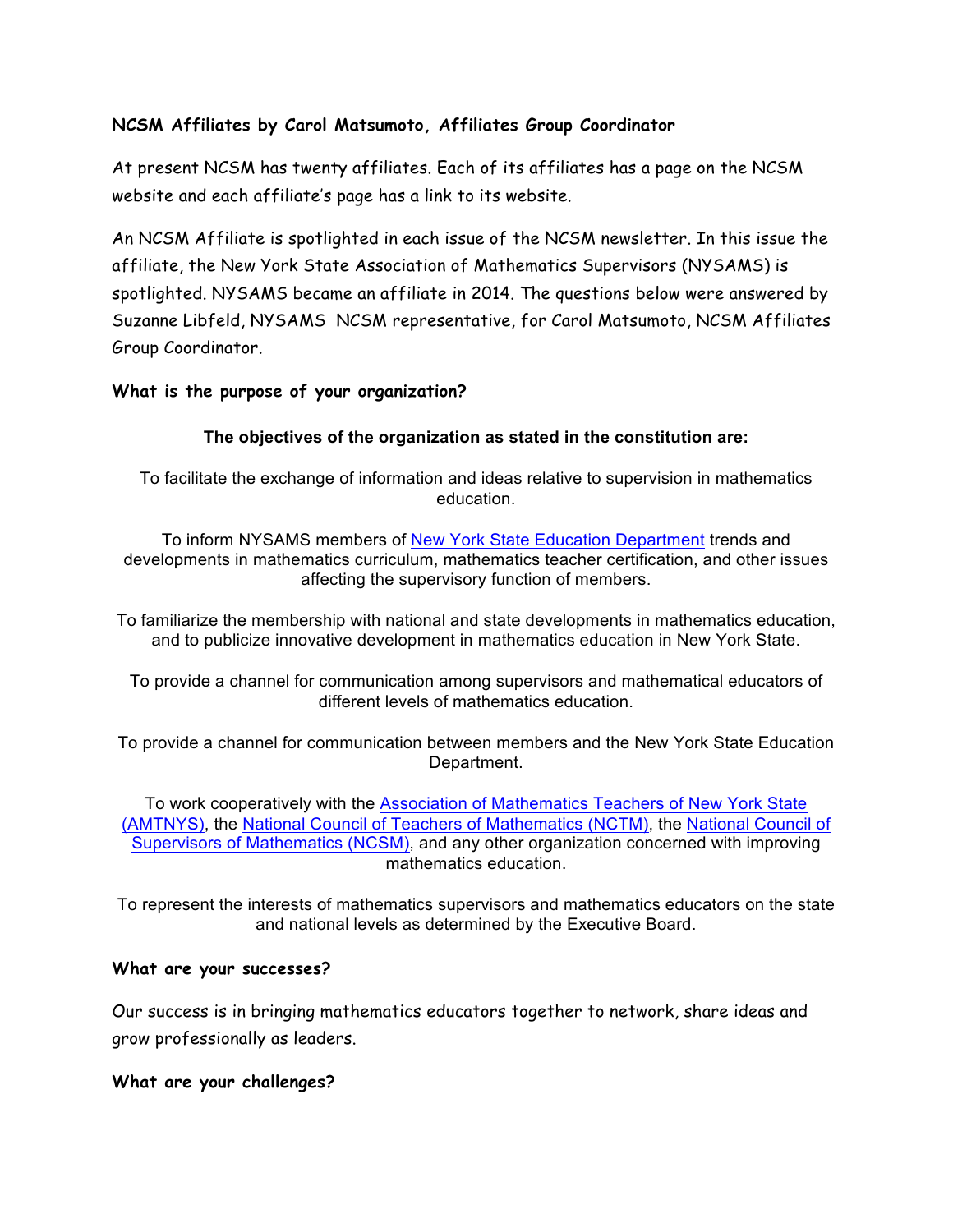**NCSM Affiliates by Carol Matsumoto, Affiliates Group Coordinator**

At present NCSM has twenty affiliates. Each of its affiliates has a page on the NCSM website and each affiliate's page has a link to its website.

An NCSM Affiliate is spotlighted in each issue of the NCSM newsletter. In this issue the affiliate, the New York State Association of Mathematics Supervisors (NYSAMS) is spotlighted. NYSAMS became an affiliate in 2014. The questions below were answered by Suzanne Libfeld, NYSAMS NCSM representative, for Carol Matsumoto, NCSM Affiliates Group Coordinator.

**What is the purpose of your organization?**

**The objectives of the organization as stated in the constitution are:**

To facilitate the exchange of information and ideas relative to supervision in mathematics education.

To inform NYSAMS members of New York State Education Department trends and developments in mathematics curriculum, mathematics teacher certification, and other issues affecting the supervisory function of members.

To familiarize the membership with national and state developments in mathematics education, and to publicize innovative development in mathematics education in New York State.

To provide a channel for communication among supervisors and mathematical educators of different levels of mathematics education.

To provide a channel for communication between members and the New York State Education Department.

To work cooperatively with the Association of Mathematics Teachers of New York State (AMTNYS), the National Council of Teachers of Mathematics (NCTM), the National Council of Supervisors of Mathematics (NCSM), and any other organization concerned with improving mathematics education.

To represent the interests of mathematics supervisors and mathematics educators on the state and national levels as determined by the Executive Board.

**What are your successes?**

Our success is in bringing mathematics educators together to network, share ideas and grow professionally as leaders.

**What are your challenges?**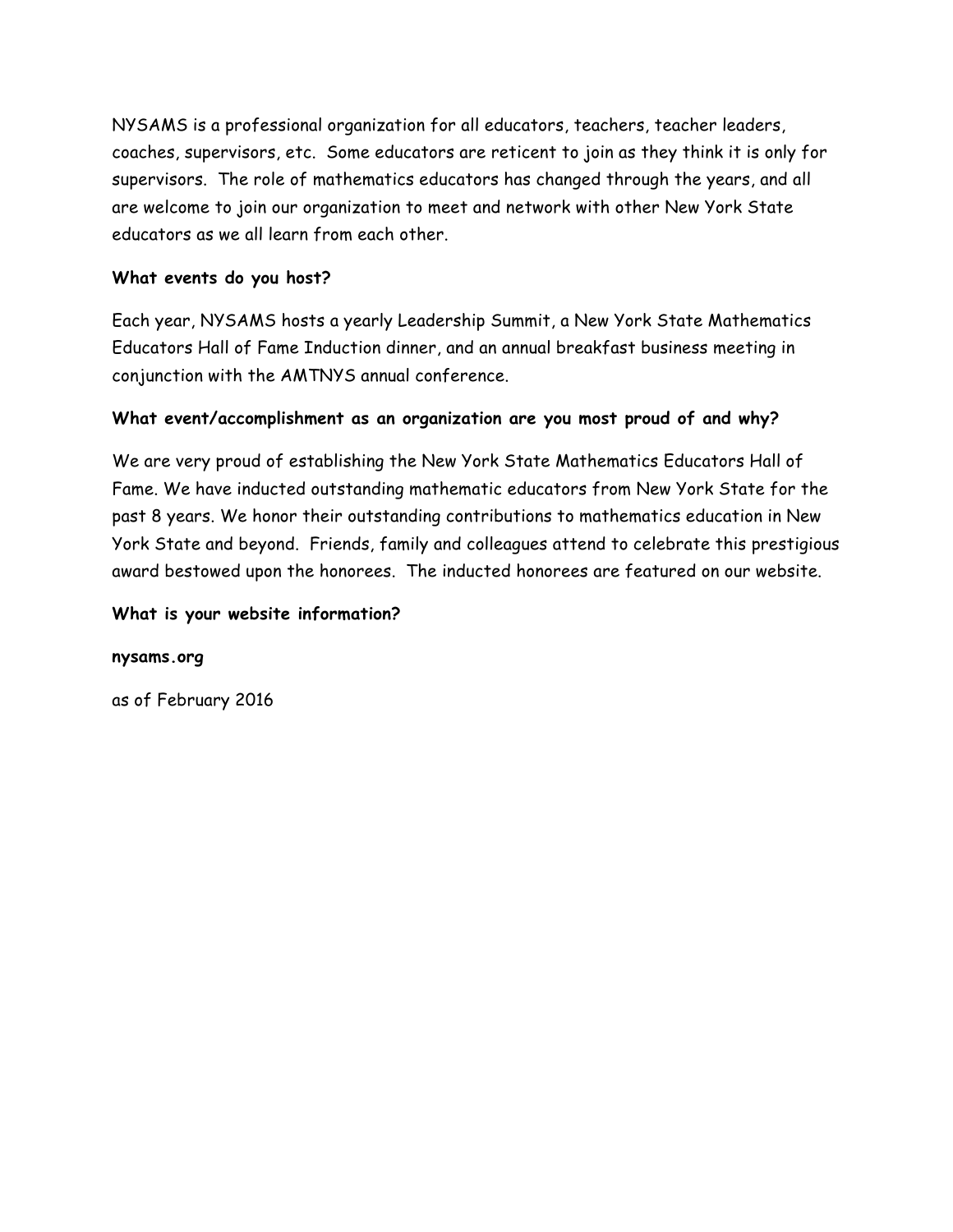NYSAMS is a professional organization for all educators, teachers, teacher leaders, coaches, supervisors, etc. Some educators are reticent to join as they think it is only for supervisors. The role of mathematics educators has changed through the years, and all are welcome to join our organization to meet and network with other New York State educators as we all learn from each other.

**What events do you host?**

Each year, NYSAMS hosts a yearly Leadership Summit, a New York State Mathematics Educators Hall of Fame Induction dinner, and an annual breakfast business meeting in conjunction with the AMTNYS annual conference.

**What event/accomplishment as an organization are you most proud of and why?**

We are very proud of establishing the New York State Mathematics Educators Hall of Fame. We have inducted outstanding mathematic educators from New York State for the past 8 years. We honor their outstanding contributions to mathematics education in New York State and beyond. Friends, family and colleagues attend to celebrate this prestigious award bestowed upon the honorees. The inducted honorees are featured on our website.

**What is your website information?**

**nysams.org**

as of February 2016